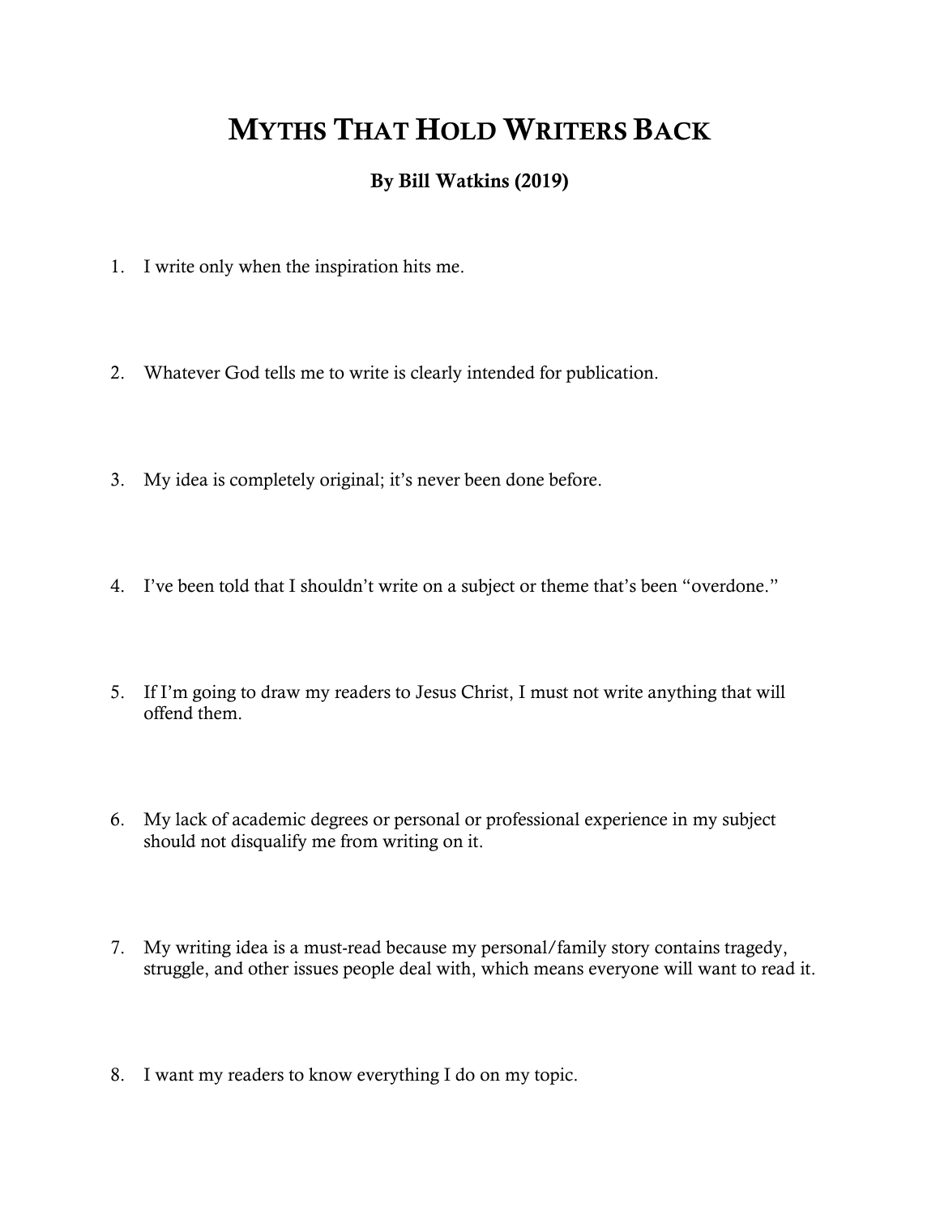# Myths That Hold Writers Back

**By Bill Watkins (2019)**

1. I write only when the inspiration hits me.

2. Whatever God tells me to write is clearly intended for publication.

3. My idea is completely original; it's never been done before.

4. I've been told that I shouldn't write on a subject or theme that's been "overdone."

5. If I'm going to draw my readers to Jesus Christ, I must not write anything that will offend them.

6. My lack of academic degrees or personal or professional experience in my subject should not disqualify me from writing on it.

7. My writing idea is a must-read because my personal/family story contains tragedy, struggle, and other issues people deal with, which means everyone will want to read it.

8. I want my readers to know everything I do on my topic.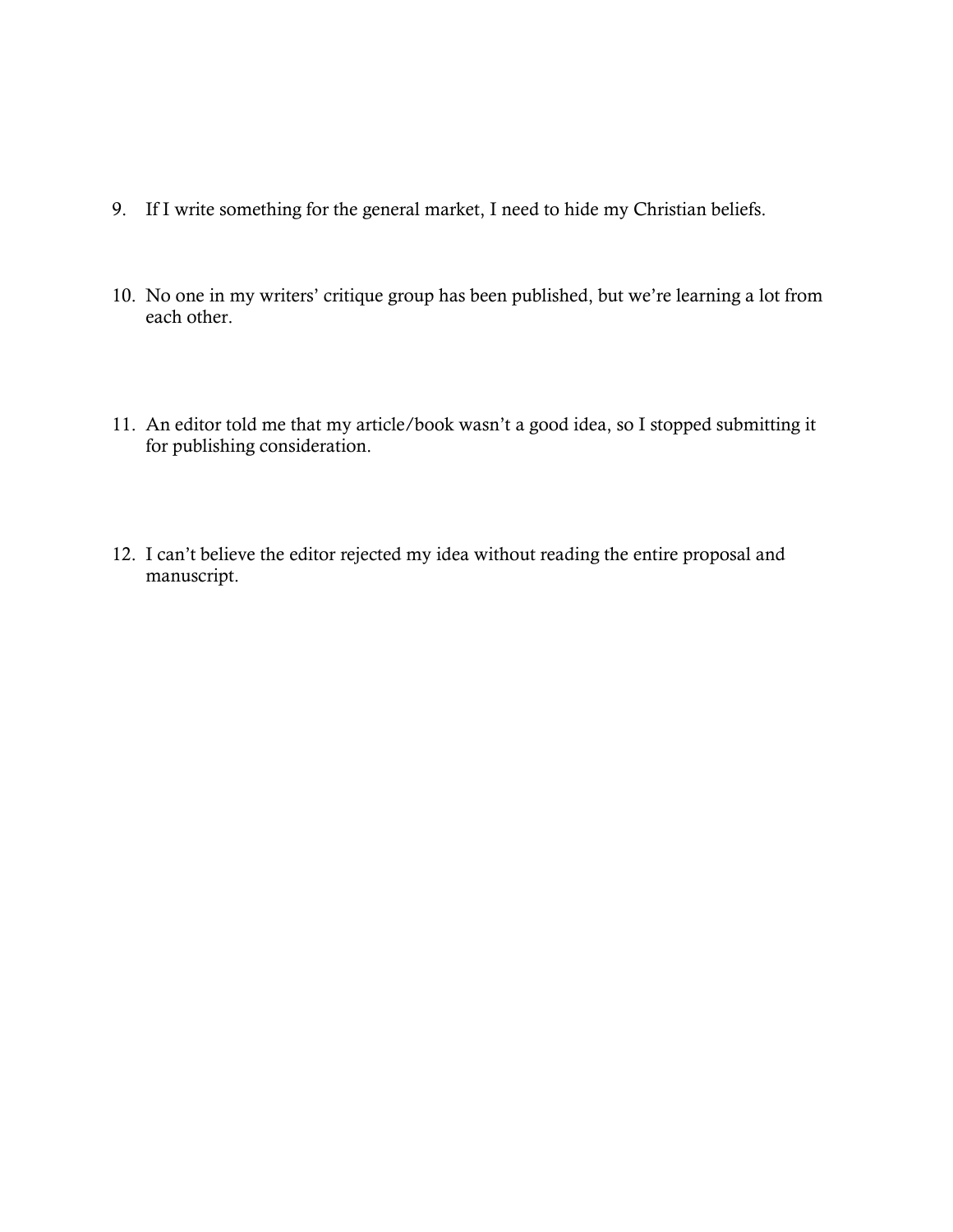9. If I write something for the general market, I need to hide my Christian beliefs.

10. No one in my writers' critique group has been published, but we're learning a lot from each other.

11. An editor told me that my article/book wasn't a good idea, so I stopped submitting it for publishing consideration.

12. I can't believe the editor rejected my idea without reading the entire proposal and manuscript.